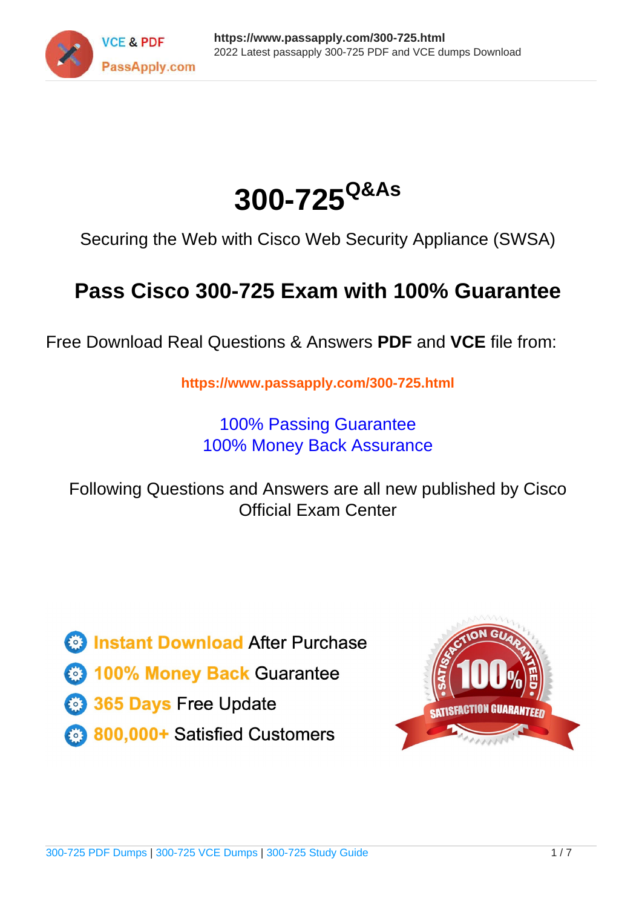# 300-725^Q&As

Securing the Web with Cisco Web Security Appliance (SWSA)

## Pass Cisco 300-725 Exam with 100% Guarantee

Free Download Real Questions & Answers **PDF** and **VCE** file from:

**https://www.passapply.com/300-725.html**

100% Passing Guarantee
100% Money Back Assurance

Following Questions and Answers are all new published by Cisco Official Exam Center

- **Instant Download** After Purchase
- **100% Money Back** Guarantee
- **365 Days** Free Update
- **800,000+** Satisfied Customers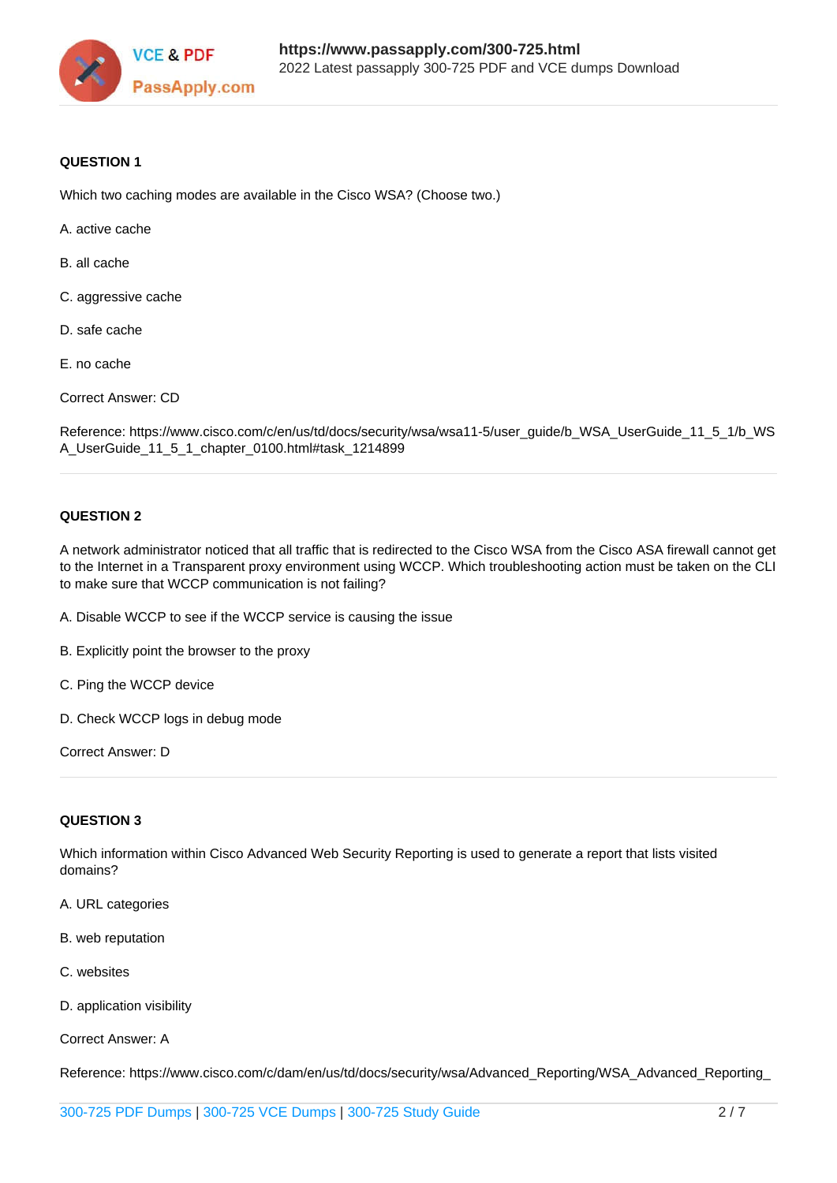**QUESTION 1**

Which two caching modes are available in the Cisco WSA? (Choose two.)

A. active cache

B. all cache

C. aggressive cache

D. safe cache

E. no cache

Correct Answer: CD

Reference: https://www.cisco.com/c/en/us/td/docs/security/wsa/wsa11-5/user_guide/b_WSA_UserGuide_11_5_1/b_WSA_UserGuide_11_5_1_chapter_0100.html#task_1214899

---

**QUESTION 2**

A network administrator noticed that all traffic that is redirected to the Cisco WSA from the Cisco ASA firewall cannot get to the Internet in a Transparent proxy environment using WCCP. Which troubleshooting action must be taken on the CLI to make sure that WCCP communication is not failing?

A. Disable WCCP to see if the WCCP service is causing the issue

B. Explicitly point the browser to the proxy

C. Ping the WCCP device

D. Check WCCP logs in debug mode

Correct Answer: D

---

**QUESTION 3**

Which information within Cisco Advanced Web Security Reporting is used to generate a report that lists visited domains?

A. URL categories

B. web reputation

C. websites

D. application visibility

Correct Answer: A

Reference: https://www.cisco.com/c/dam/en/us/td/docs/security/wsa/Advanced_Reporting/WSA_Advanced_Reporting_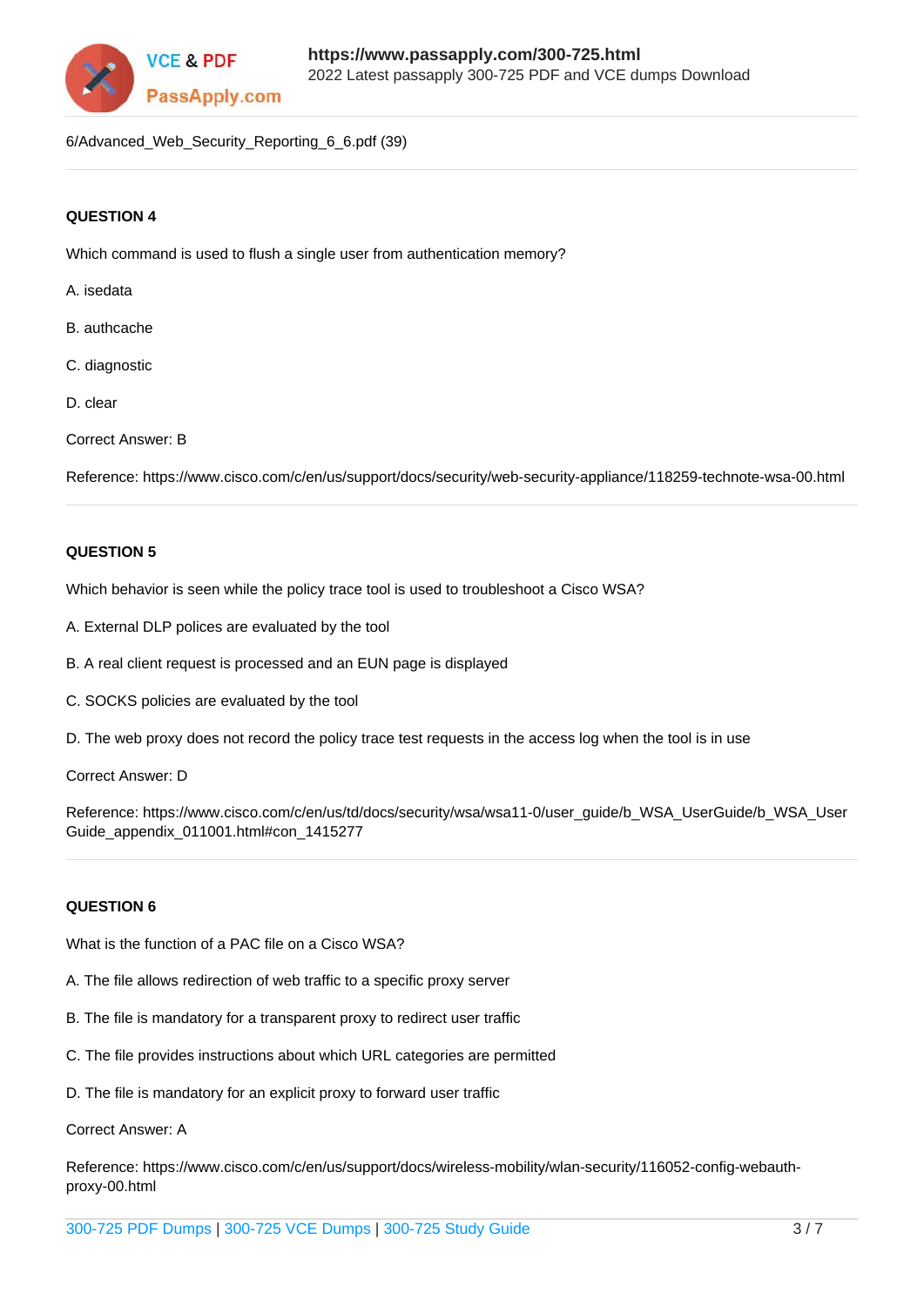6/Advanced_Web_Security_Reporting_6_6.pdf (39)

**QUESTION 4**

Which command is used to flush a single user from authentication memory?

A. isedata

B. authcache

C. diagnostic

D. clear

Correct Answer: B

Reference: https://www.cisco.com/c/en/us/support/docs/security/web-security-appliance/118259-technote-wsa-00.html

**QUESTION 5**

Which behavior is seen while the policy trace tool is used to troubleshoot a Cisco WSA?

A. External DLP polices are evaluated by the tool

B. A real client request is processed and an EUN page is displayed

C. SOCKS policies are evaluated by the tool

D. The web proxy does not record the policy trace test requests in the access log when the tool is in use

Correct Answer: D

Reference: https://www.cisco.com/c/en/us/td/docs/security/wsa/wsa11-0/user_guide/b_WSA_UserGuide/b_WSA_UserGuide_appendix_011001.html#con_1415277

**QUESTION 6**

What is the function of a PAC file on a Cisco WSA?

A. The file allows redirection of web traffic to a specific proxy server

B. The file is mandatory for a transparent proxy to redirect user traffic

C. The file provides instructions about which URL categories are permitted

D. The file is mandatory for an explicit proxy to forward user traffic

Correct Answer: A

Reference: https://www.cisco.com/c/en/us/support/docs/wireless-mobility/wlan-security/116052-config-webauth-proxy-00.html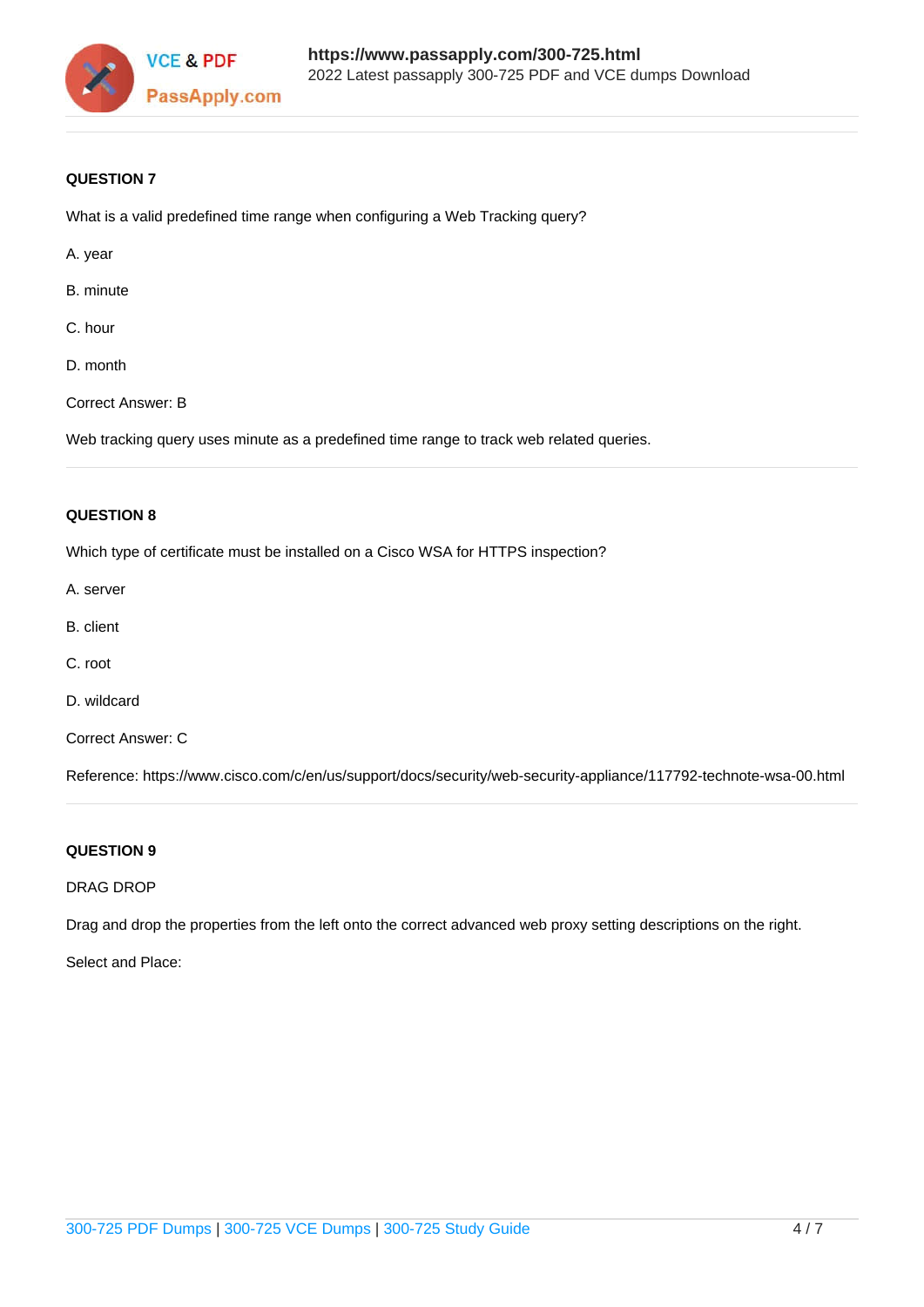**QUESTION 7**

What is a valid predefined time range when configuring a Web Tracking query?

A. year

B. minute

C. hour

D. month

Correct Answer: B

Web tracking query uses minute as a predefined time range to track web related queries.

**QUESTION 8**

Which type of certificate must be installed on a Cisco WSA for HTTPS inspection?

A. server

B. client

C. root

D. wildcard

Correct Answer: C

Reference: https://www.cisco.com/c/en/us/support/docs/security/web-security-appliance/117792-technote-wsa-00.html

**QUESTION 9**

DRAG DROP

Drag and drop the properties from the left onto the correct advanced web proxy setting descriptions on the right.

Select and Place: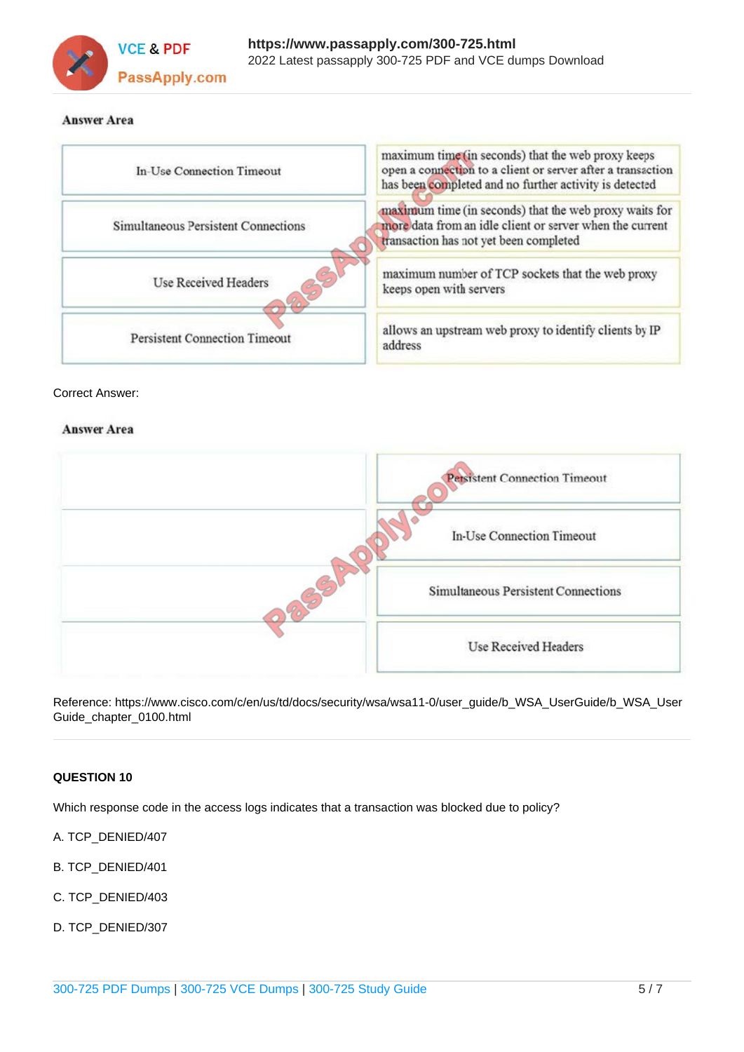**Answer Area**

| | |
|---|---|
| In-Use Connection Timeout | maximum time (in seconds) that the web proxy keeps open a connection to a client or server after a transaction has been completed and no further activity is detected |
| Simultaneous Persistent Connections | maximum time (in seconds) that the web proxy waits for more data from an idle client or server when the current transaction has not yet been completed |
| Use Received Headers | maximum number of TCP sockets that the web proxy keeps open with servers |
| Persistent Connection Timeout | allows an upstream web proxy to identify clients by IP address |

Correct Answer:

**Answer Area**

| | |
|---|---|
| | Persistent Connection Timeout |
| | In-Use Connection Timeout |
| | Simultaneous Persistent Connections |
| | Use Received Headers |

Reference: https://www.cisco.com/c/en/us/td/docs/security/wsa/wsa11-0/user_guide/b_WSA_UserGuide/b_WSA_UserGuide_chapter_0100.html

**QUESTION 10**

Which response code in the access logs indicates that a transaction was blocked due to policy?

A. TCP_DENIED/407

B. TCP_DENIED/401

C. TCP_DENIED/403

D. TCP_DENIED/307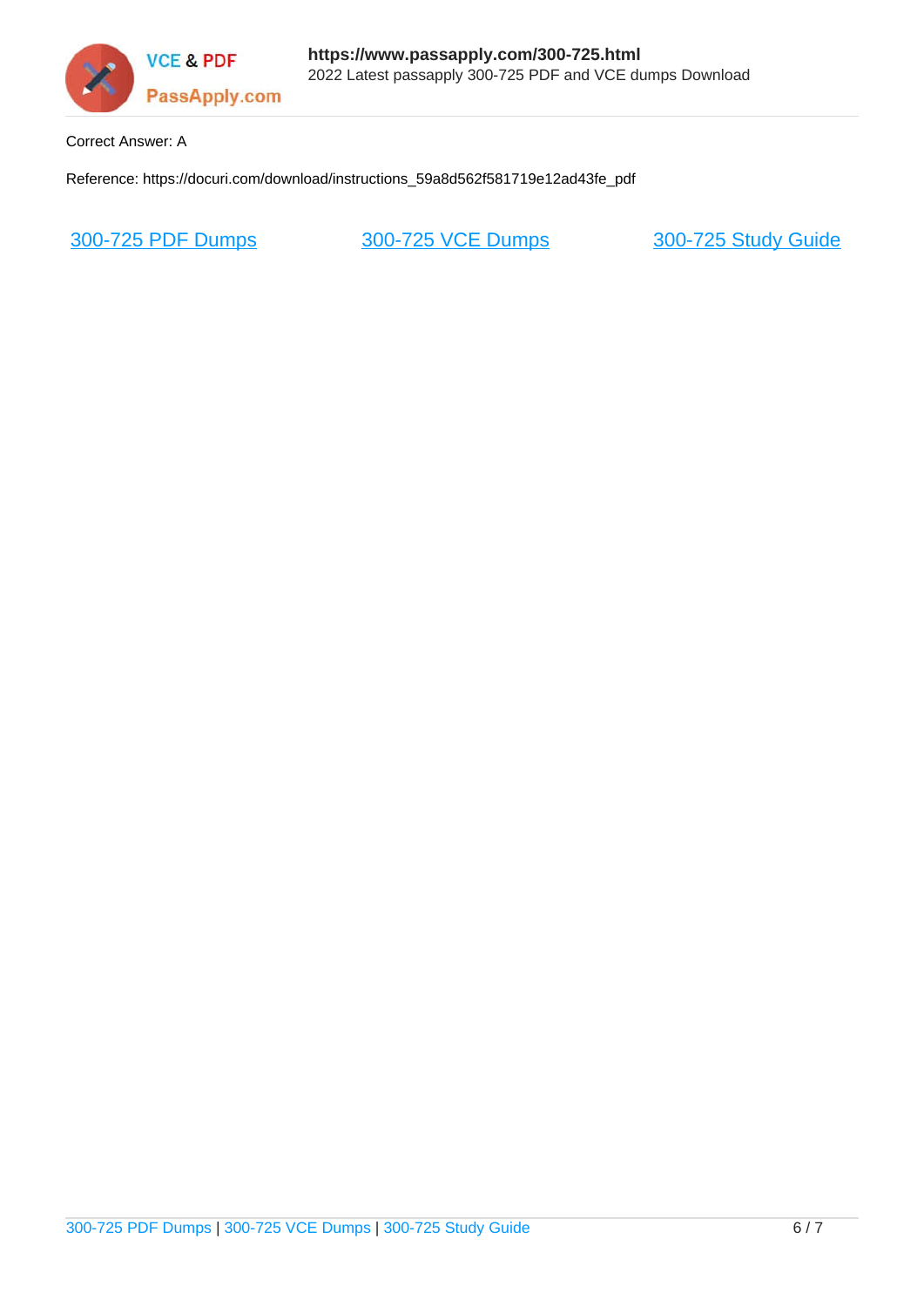Correct Answer: A

Reference: https://docuri.com/download/instructions_59a8d562f581719e12ad43fe_pdf

[300-725 PDF Dumps](https://www.passapply.com/300-725.html) [300-725 VCE Dumps](https://www.passapply.com/300-725.html) [300-725 Study Guide](https://www.passapply.com/300-725.html)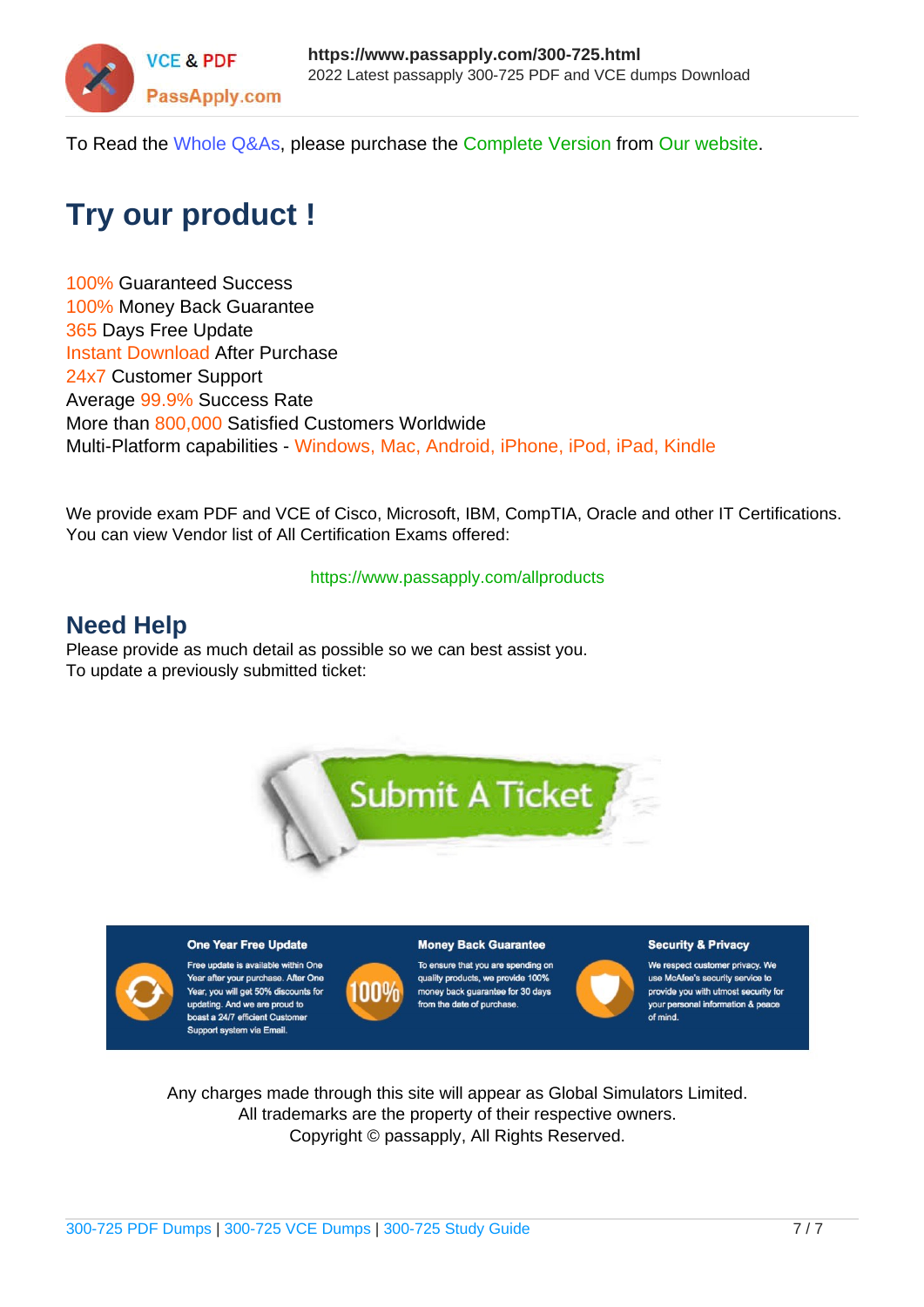To Read the Whole Q&As, please purchase the Complete Version from Our website.

# Try our product !

100% Guaranteed Success
100% Money Back Guarantee
365 Days Free Update
Instant Download After Purchase
24x7 Customer Support
Average 99.9% Success Rate
More than 800,000 Satisfied Customers Worldwide
Multi-Platform capabilities - Windows, Mac, Android, iPhone, iPod, iPad, Kindle

We provide exam PDF and VCE of Cisco, Microsoft, IBM, CompTIA, Oracle and other IT Certifications.
You can view Vendor list of All Certification Exams offered:

https://www.passapply.com/allproducts

## Need Help

Please provide as much detail as possible so we can best assist you.
To update a previously submitted ticket:

Submit A Ticket

**One Year Free Update**
Free update is available within One Year after your purchase. After One Year, you will get 50% discounts for updating. And we are proud to boast a 24/7 efficient Customer Support system via Email.

**Money Back Guarantee**
To ensure that you are spending on quality products, we provide 100% money back guarantee for 30 days from the date of purchase.

**Security & Privacy**
We respect customer privacy. We use McAfee's security service to provide you with utmost security for your personal information & peace of mind.

Any charges made through this site will appear as Global Simulators Limited.
All trademarks are the property of their respective owners.
Copyright © passapply, All Rights Reserved.